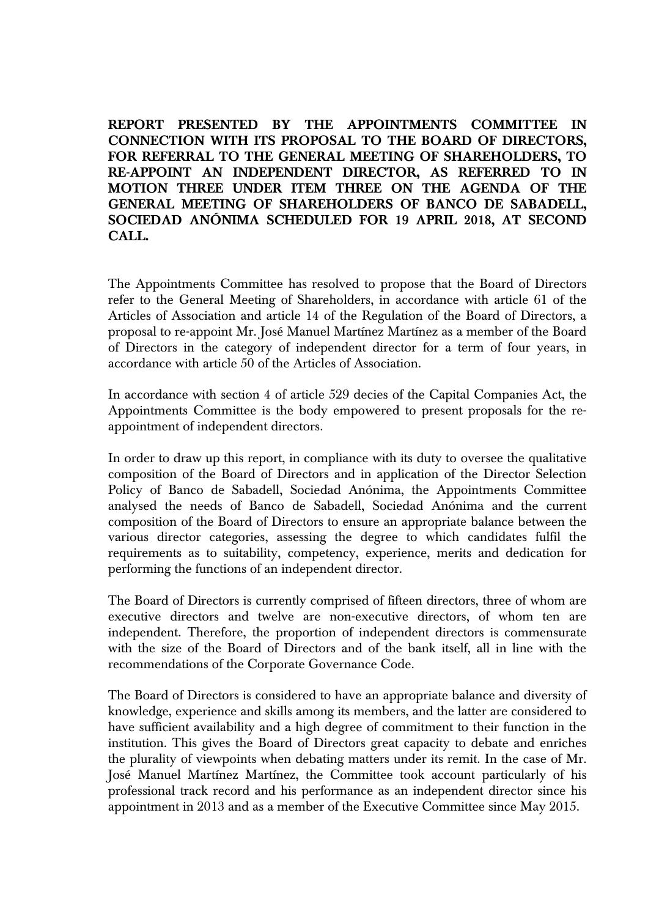**REPORT PRESENTED BY THE APPOINTMENTS COMMITTEE IN CONNECTION WITH ITS PROPOSAL TO THE BOARD OF DIRECTORS, FOR REFERRAL TO THE GENERAL MEETING OF SHAREHOLDERS, TO RE-APPOINT AN INDEPENDENT DIRECTOR, AS REFERRED TO IN MOTION THREE UNDER ITEM THREE ON THE AGENDA OF THE GENERAL MEETING OF SHAREHOLDERS OF BANCO DE SABADELL, SOCIEDAD ANÓNIMA SCHEDULED FOR 19 APRIL 2018, AT SECOND CALL.**

The Appointments Committee has resolved to propose that the Board of Directors refer to the General Meeting of Shareholders, in accordance with article 61 of the Articles of Association and article 14 of the Regulation of the Board of Directors, a proposal to re-appoint Mr. José Manuel Martínez Martínez as a member of the Board of Directors in the category of independent director for a term of four years, in accordance with article 50 of the Articles of Association.

In accordance with section 4 of article 529 decies of the Capital Companies Act, the Appointments Committee is the body empowered to present proposals for the re-appointment of independent directors.

In order to draw up this report, in compliance with its duty to oversee the qualitative composition of the Board of Directors and in application of the Director Selection Policy of Banco de Sabadell, Sociedad Anónima, the Appointments Committee analysed the needs of Banco de Sabadell, Sociedad Anónima and the current composition of the Board of Directors to ensure an appropriate balance between the various director categories, assessing the degree to which candidates fulfil the requirements as to suitability, competency, experience, merits and dedication for performing the functions of an independent director.

The Board of Directors is currently comprised of fifteen directors, three of whom are executive directors and twelve are non-executive directors, of whom ten are independent. Therefore, the proportion of independent directors is commensurate with the size of the Board of Directors and of the bank itself, all in line with the recommendations of the Corporate Governance Code.

The Board of Directors is considered to have an appropriate balance and diversity of knowledge, experience and skills among its members, and the latter are considered to have sufficient availability and a high degree of commitment to their function in the institution. This gives the Board of Directors great capacity to debate and enriches the plurality of viewpoints when debating matters under its remit. In the case of Mr. José Manuel Martínez Martínez, the Committee took account particularly of his professional track record and his performance as an independent director since his appointment in 2013 and as a member of the Executive Committee since May 2015.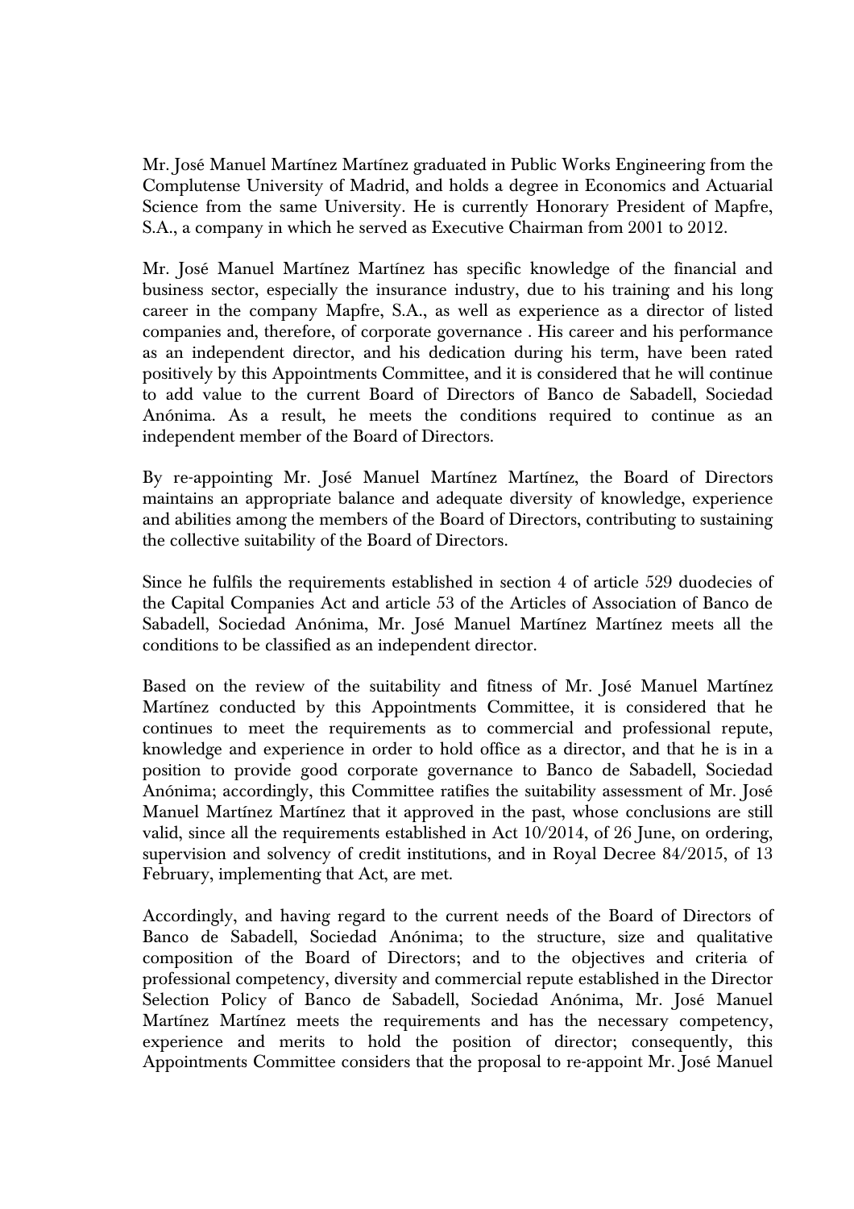Mr. José Manuel Martínez Martínez graduated in Public Works Engineering from the Complutense University of Madrid, and holds a degree in Economics and Actuarial Science from the same University. He is currently Honorary President of Mapfre, S.A., a company in which he served as Executive Chairman from 2001 to 2012.

Mr. José Manuel Martínez Martínez has specific knowledge of the financial and business sector, especially the insurance industry, due to his training and his long career in the company Mapfre, S.A., as well as experience as a director of listed companies and, therefore, of corporate governance . His career and his performance as an independent director, and his dedication during his term, have been rated positively by this Appointments Committee, and it is considered that he will continue to add value to the current Board of Directors of Banco de Sabadell, Sociedad Anónima. As a result, he meets the conditions required to continue as an independent member of the Board of Directors.

By re-appointing Mr. José Manuel Martínez Martínez, the Board of Directors maintains an appropriate balance and adequate diversity of knowledge, experience and abilities among the members of the Board of Directors, contributing to sustaining the collective suitability of the Board of Directors.

Since he fulfils the requirements established in section 4 of article 529 duodecies of the Capital Companies Act and article 53 of the Articles of Association of Banco de Sabadell, Sociedad Anónima, Mr. José Manuel Martínez Martínez meets all the conditions to be classified as an independent director.

Based on the review of the suitability and fitness of Mr. José Manuel Martínez Martínez conducted by this Appointments Committee, it is considered that he continues to meet the requirements as to commercial and professional repute, knowledge and experience in order to hold office as a director, and that he is in a position to provide good corporate governance to Banco de Sabadell, Sociedad Anónima; accordingly, this Committee ratifies the suitability assessment of Mr. José Manuel Martínez Martínez that it approved in the past, whose conclusions are still valid, since all the requirements established in Act 10/2014, of 26 June, on ordering, supervision and solvency of credit institutions, and in Royal Decree 84/2015, of 13 February, implementing that Act, are met.

Accordingly, and having regard to the current needs of the Board of Directors of Banco de Sabadell, Sociedad Anónima; to the structure, size and qualitative composition of the Board of Directors; and to the objectives and criteria of professional competency, diversity and commercial repute established in the Director Selection Policy of Banco de Sabadell, Sociedad Anónima, Mr. José Manuel Martínez Martínez meets the requirements and has the necessary competency, experience and merits to hold the position of director; consequently, this Appointments Committee considers that the proposal to re-appoint Mr. José Manuel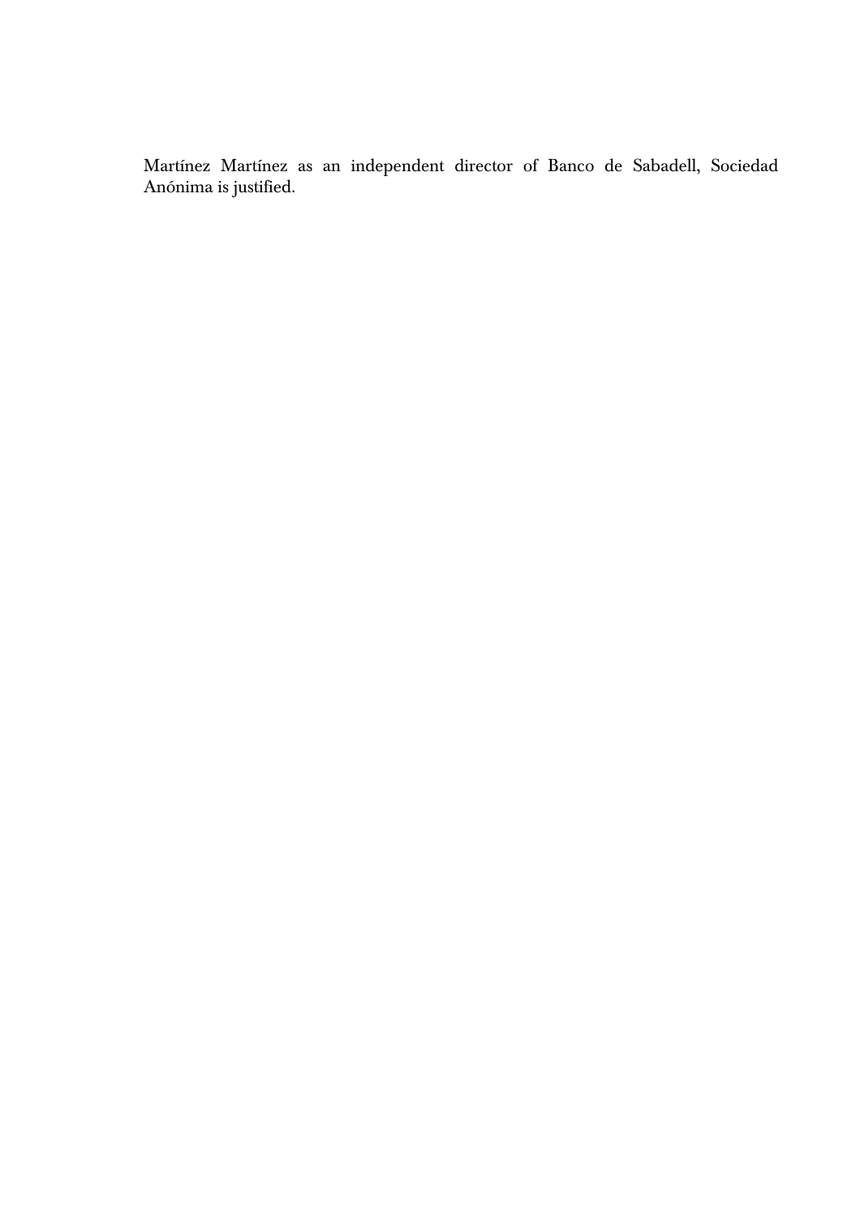Martínez Martínez as an independent director of Banco de Sabadell, Sociedad Anónima is justified.